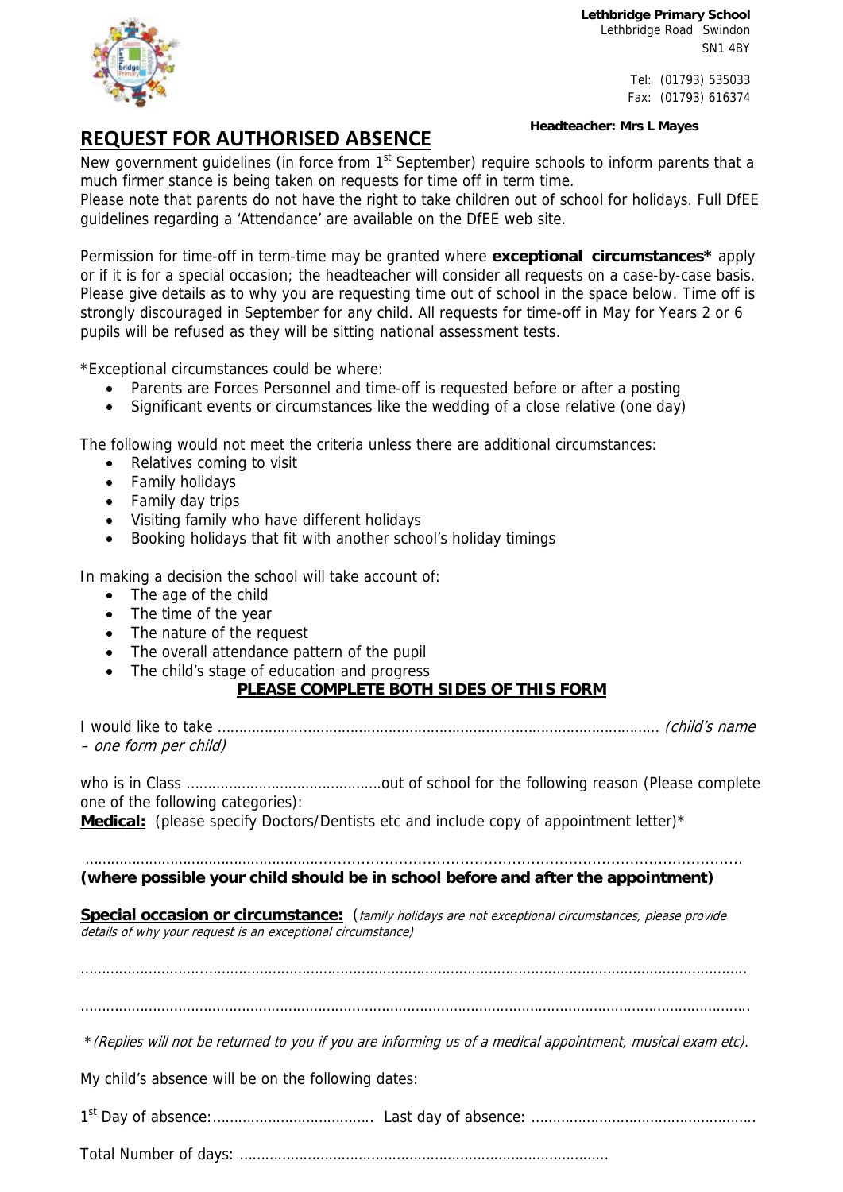**Lethbridge Primary School**
Lethbridge Road Swindon
SN1 4BY

Tel: (01793) 535033
Fax: (01793) 616374

**Headteacher: Mrs L Mayes**

# REQUEST FOR AUTHORISED ABSENCE

New government guidelines (in force from 1st September) require schools to inform parents that a much firmer stance is being taken on requests for time off in term time.

Please note that parents do not have the right to take children out of school for holidays. Full DfEE guidelines regarding a 'Attendance' are available on the DfEE web site.

Permission for time-off in term-time may be granted where **exceptional circumstances*** apply or if it is for a special occasion; the headteacher will consider all requests on a case-by-case basis. Please give details as to why you are requesting time out of school in the space below. Time off is strongly discouraged in September for any child. All requests for time-off in May for Years 2 or 6 pupils will be refused as they will be sitting national assessment tests.

*Exceptional circumstances could be where:

- Parents are Forces Personnel and time-off is requested before or after a posting
- Significant events or circumstances like the wedding of a close relative (one day)

The following would not meet the criteria unless there are additional circumstances:

- Relatives coming to visit
- Family holidays
- Family day trips
- Visiting family who have different holidays
- Booking holidays that fit with another school's holiday timings

In making a decision the school will take account of:

- The age of the child
- The time of the year
- The nature of the request
- The overall attendance pattern of the pupil
- The child's stage of education and progress

**PLEASE COMPLETE BOTH SIDES OF THIS FORM**

I would like to take ………………………………………………………………………………………… *(child's name – one form per child)*

who is in Class ………………………………………out of school for the following reason (Please complete one of the following categories):

**Medical:** (please specify Doctors/Dentists etc and include copy of appointment letter)*

………………………………………………………………………………………………………………

**(where possible your child should be in school before and after the appointment)**

**Special occasion or circumstance:** (*family holidays are not exceptional circumstances, please provide details of why your request is an exceptional circumstance)*

………………………………………………………………………………………………………………

………………………………………………………………………………………………………………

*\*(Replies will not be returned to you if you are informing us of a medical appointment, musical exam etc).*

My child's absence will be on the following dates:

1st Day of absence:………………………………. Last day of absence: ……………………………………………

Total Number of days: …………………………………………………………………………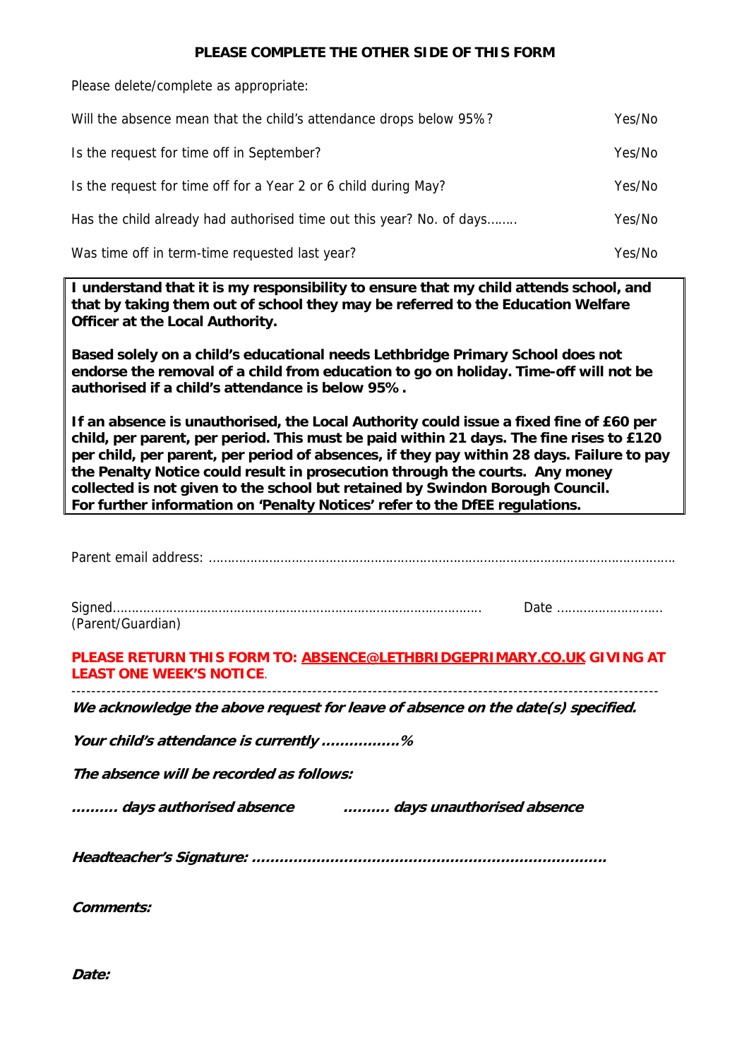**PLEASE COMPLETE THE OTHER SIDE OF THIS FORM**

Please delete/complete as appropriate:

| | |
|---|---|
| Will the absence mean that the child's attendance drops below 95%? | Yes/No |
| Is the request for time off in September? | Yes/No |
| Is the request for time off for a Year 2 or 6 child during May? | Yes/No |
| Has the child already had authorised time out this year? No. of days…….. | Yes/No |
| Was time off in term-time requested last year? | Yes/No |

**I understand that it is my responsibility to ensure that my child attends school, and that by taking them out of school they may be referred to the Education Welfare Officer at the Local Authority.**

**Based solely on a child's educational needs Lethbridge Primary School does not endorse the removal of a child from education to go on holiday. Time-off will not be authorised if a child's attendance is below 95%.**

**If an absence is unauthorised, the Local Authority could issue a fixed fine of £60 per child, per parent, per period. This must be paid within 21 days. The fine rises to £120 per child, per parent, per period of absences, if they pay within 28 days. Failure to pay the Penalty Notice could result in prosecution through the courts. Any money collected is not given to the school but retained by Swindon Borough Council. For further information on 'Penalty Notices' refer to the DfEE regulations.**

Parent email address: ……………………………………………………………………………………………………………

Signed……………………………………………………………………………………… Date ……………………..
(Parent/Guardian)

**PLEASE RETURN THIS FORM TO: ABSENCE@LETHBRIDGEPRIMARY.CO.UK GIVING AT LEAST ONE WEEK'S NOTICE**.

---

***We acknowledge the above request for leave of absence on the date(s) specified.***

***Your child's attendance is currently ……………..%***

***The absence will be recorded as follows:***

***………. days authorised absence ………. days unauthorised absence***

***Headteacher's Signature: …………………………………………………………………***

***Comments:***

***Date:***